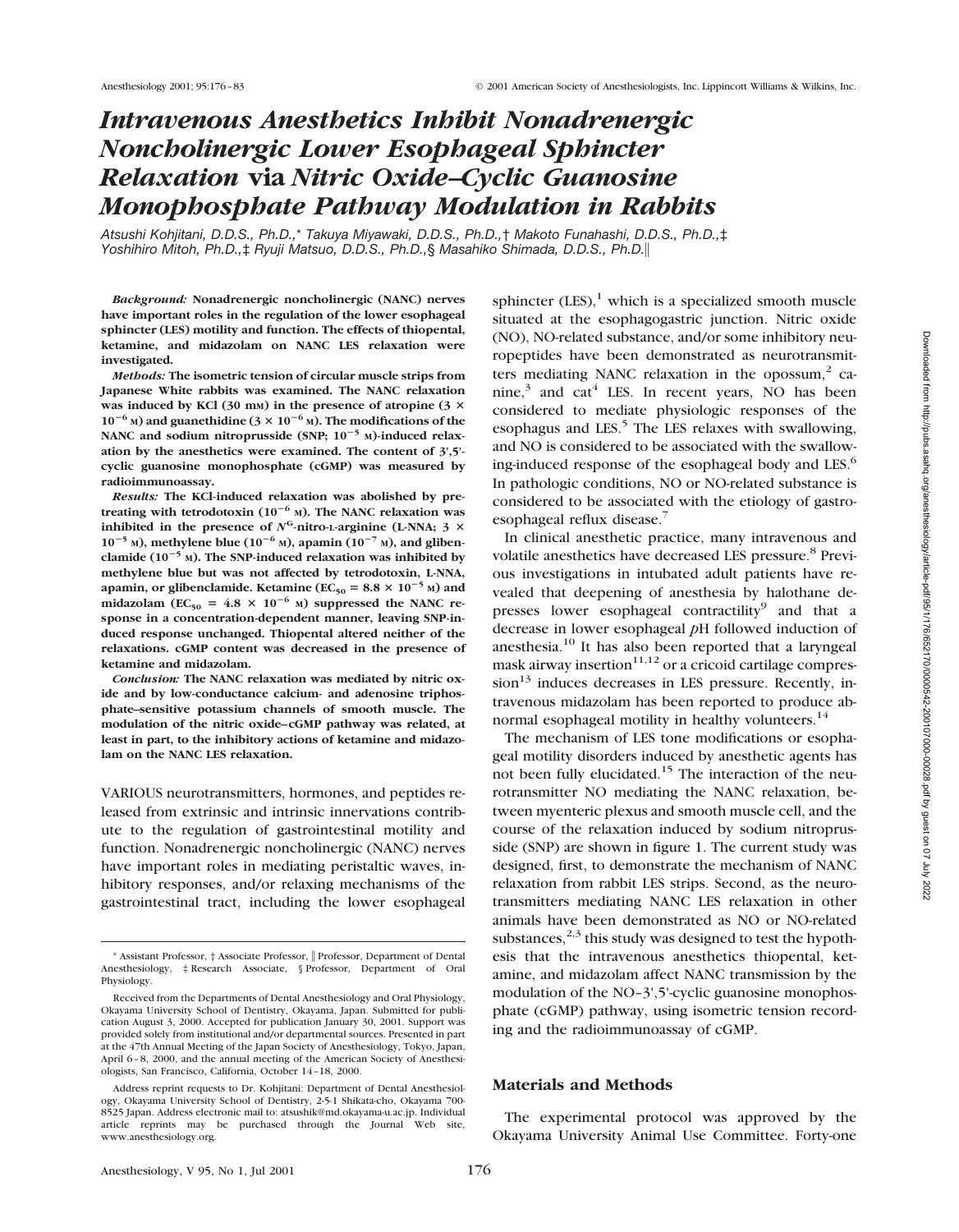# *Intravenous Anesthetics Inhibit Nonadrenergic Noncholinergic Lower Esophageal Sphincter Relaxation* via *Nitric Oxide–Cyclic Guanosine Monophosphate Pathway Modulation in Rabbits*

*Atsushi Kohjitani, D.D.S., Ph.D.,\* Takuya Miyawaki, D.D.S., Ph.D.,† Makoto Funahashi, D.D.S., Ph.D.,‡ Yoshihiro Mitoh, Ph.D.,‡ Ryuji Matsuo, D.D.S., Ph.D.,§ Masahiko Shimada, D.D.S., Ph.D.‖*

***Background:*** **Nonadrenergic noncholinergic (NANC) nerves have important roles in the regulation of the lower esophageal sphincter (LES) motility and function. The effects of thiopental, ketamine, and midazolam on NANC LES relaxation were investigated.**

***Methods:*** **The isometric tension of circular muscle strips from Japanese White rabbits was examined. The NANC relaxation was induced by KCl (30 mM) in the presence of atropine ($3 \times 10^{-6}$ M) and guanethidine ($3 \times 10^{-6}$ M). The modifications of the NANC and sodium nitroprusside (SNP; $10^{-5}$ M)-induced relaxation by the anesthetics were examined. The content of 3′,5′-cyclic guanosine monophosphate (cGMP) was measured by radioimmunoassay.**

***Results:*** **The KCl-induced relaxation was abolished by pretreating with tetrodotoxin ($10^{-6}$ M). The NANC relaxation was inhibited in the presence of $N^G$-nitro-L-arginine (L-NNA; $3 \times 10^{-5}$ M), methylene blue ($10^{-6}$ M), apamin ($10^{-7}$ M), and glibenclamide ($10^{-5}$ M). The SNP-induced relaxation was inhibited by methylene blue but was not affected by tetrodotoxin, L-NNA, apamin, or glibenclamide. Ketamine ($EC_{50} = 8.8 \times 10^{-5}$ M) and midazolam ($EC_{50} = 4.8 \times 10^{-6}$ M) suppressed the NANC response in a concentration-dependent manner, leaving SNP-induced response unchanged. Thiopental altered neither of the relaxations. cGMP content was decreased in the presence of ketamine and midazolam.**

***Conclusion:*** **The NANC relaxation was mediated by nitric oxide and by low-conductance calcium- and adenosine triphosphate–sensitive potassium channels of smooth muscle. The modulation of the nitric oxide–cGMP pathway was related, at least in part, to the inhibitory actions of ketamine and midazolam on the NANC LES relaxation.**

VARIOUS neurotransmitters, hormones, and peptides released from extrinsic and intrinsic innervations contribute to the regulation of gastrointestinal motility and function. Nonadrenergic noncholinergic (NANC) nerves have important roles in mediating peristaltic waves, inhibitory responses, and/or relaxing mechanisms of the gastrointestinal tract, including the lower esophageal sphincter (LES),[1] which is a specialized smooth muscle situated at the esophagogastric junction. Nitric oxide (NO), NO-related substance, and/or some inhibitory neuropeptides have been demonstrated as neurotransmitters mediating NANC relaxation in the opossum,[2] canine,[3] and cat[4] LES. In recent years, NO has been considered to mediate physiologic responses of the esophagus and LES.[5] The LES relaxes with swallowing, and NO is considered to be associated with the swallowing-induced response of the esophageal body and LES.[6] In pathologic conditions, NO or NO-related substance is considered to be associated with the etiology of gastroesophageal reflux disease.[7]

In clinical anesthetic practice, many intravenous and volatile anesthetics have decreased LES pressure.[8] Previous investigations in intubated adult patients have revealed that deepening of anesthesia by halothane depresses lower esophageal contractility[9] and that a decrease in lower esophageal *p*H followed induction of anesthesia.[10] It has also been reported that a laryngeal mask airway insertion[11,12] or a cricoid cartilage compression[13] induces decreases in LES pressure. Recently, intravenous midazolam has been reported to produce abnormal esophageal motility in healthy volunteers.[14]

The mechanism of LES tone modifications or esophageal motility disorders induced by anesthetic agents has not been fully elucidated.[15] The interaction of the neurotransmitter NO mediating the NANC relaxation, between myenteric plexus and smooth muscle cell, and the course of the relaxation induced by sodium nitroprusside (SNP) are shown in figure 1. The current study was designed, first, to demonstrate the mechanism of NANC relaxation from rabbit LES strips. Second, as the neurotransmitters mediating NANC LES relaxation in other animals have been demonstrated as NO or NO-related substances,[2,3] this study was designed to test the hypothesis that the intravenous anesthetics thiopental, ketamine, and midazolam affect NANC transmission by the modulation of the NO–3′,5′-cyclic guanosine monophosphate (cGMP) pathway, using isometric tension recording and the radioimmunoassay of cGMP.

## Materials and Methods

The experimental protocol was approved by the Okayama University Animal Use Committee. Forty-one

---

\* Assistant Professor, † Associate Professor, ‖ Professor, Department of Dental Anesthesiology, ‡ Research Associate, § Professor, Department of Oral Physiology.

Received from the Departments of Dental Anesthesiology and Oral Physiology, Okayama University School of Dentistry, Okayama, Japan. Submitted for publication August 3, 2000. Accepted for publication January 30, 2001. Support was provided solely from institutional and/or departmental sources. Presented in part at the 47th Annual Meeting of the Japan Society of Anesthesiology, Tokyo, Japan, April 6–8, 2000, and the annual meeting of the American Society of Anesthesiologists, San Francisco, California, October 14–18, 2000.

Address reprint requests to Dr. Kohjitani: Department of Dental Anesthesiology, Okayama University School of Dentistry, 2-5-1 Shikata-cho, Okayama 700-8525 Japan. Address electronic mail to: atsushik@md.okayama-u.ac.jp. Individual article reprints may be purchased through the Journal Web site, www.anesthesiology.org.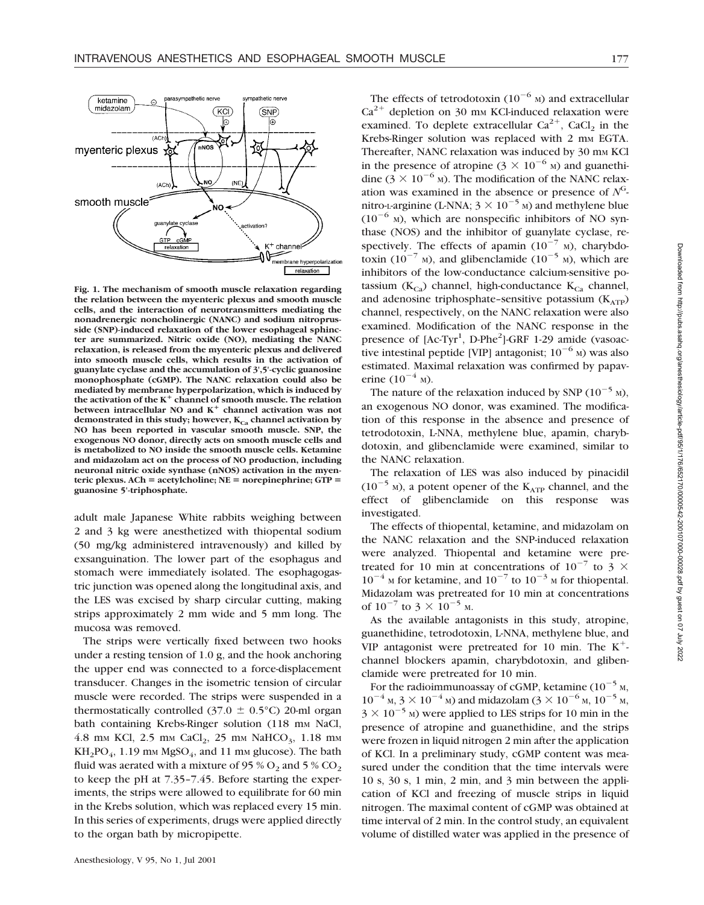Fig. 1. The mechanism of smooth muscle relaxation regarding the relation between the myenteric plexus and smooth muscle cells, and the interaction of neurotransmitters mediating the nonadrenergic noncholinergic (NANC) and sodium nitroprusside (SNP)-induced relaxation of the lower esophageal sphincter are summarized. Nitric oxide (NO), mediating the NANC relaxation, is released from the myenteric plexus and delivered into smooth muscle cells, which results in the activation of guanylate cyclase and the accumulation of 3',5'-cyclic guanosine monophosphate (cGMP). The NANC relaxation could also be mediated by membrane hyperpolarization, which is induced by the activation of the $K^+$ channel of smooth muscle. The relation between intracellular NO and $K^+$ channel activation was not demonstrated in this study; however, $K_{Ca}$ channel activation by NO has been reported in vascular smooth muscle. SNP, the exogenous NO donor, directly acts on smooth muscle cells and is metabolized to NO inside the smooth muscle cells. Ketamine and midazolam act on the process of NO production, including neuronal nitric oxide synthase (nNOS) activation in the myenteric plexus. ACh = acetylcholine; NE = norepinephrine; GTP = guanosine 5'-triphosphate.

adult male Japanese White rabbits weighing between 2 and 3 kg were anesthetized with thiopental sodium (50 mg/kg administered intravenously) and killed by exsanguination. The lower part of the esophagus and stomach were immediately isolated. The esophagogastric junction was opened along the longitudinal axis, and the LES was excised by sharp circular cutting, making strips approximately 2 mm wide and 5 mm long. The mucosa was removed.

The strips were vertically fixed between two hooks under a resting tension of 1.0 g, and the hook anchoring the upper end was connected to a force-displacement transducer. Changes in the isometric tension of circular muscle were recorded. The strips were suspended in a thermostatically controlled (37.0 ± 0.5°C) 20-ml organ bath containing Krebs-Ringer solution (118 mM NaCl, 4.8 mM KCl, 2.5 mM $CaCl_2$, 25 mM $NaHCO_3$, 1.18 mM $KH_2PO_4$, 1.19 mM $MgSO_4$, and 11 mM glucose). The bath fluid was aerated with a mixture of 95 % $O_2$ and 5 % $CO_2$ to keep the pH at 7.35–7.45. Before starting the experiments, the strips were allowed to equilibrate for 60 min in the Krebs solution, which was replaced every 15 min. In this series of experiments, drugs were applied directly to the organ bath by micropipette.

The effects of tetrodotoxin ($10^{-6}$ M) and extracellular $Ca^{2+}$ depletion on 30 mM KCl-induced relaxation were examined. To deplete extracellular $Ca^{2+}$, $CaCl_2$ in the Krebs-Ringer solution was replaced with 2 mM EGTA. Thereafter, NANC relaxation was induced by 30 mM KCl in the presence of atropine ($3 \times 10^{-6}$ M) and guanethidine ($3 \times 10^{-6}$ M). The modification of the NANC relaxation was examined in the absence or presence of $N^G$-nitro-L-arginine (L-NNA; $3 \times 10^{-5}$ M) and methylene blue ($10^{-6}$ M), which are nonspecific inhibitors of NO synthase (NOS) and the inhibitor of guanylate cyclase, respectively. The effects of apamin ($10^{-7}$ M), charybdotoxin ($10^{-7}$ M), and glibenclamide ($10^{-5}$ M), which are inhibitors of the low-conductance calcium-sensitive potassium ($K_{Ca}$) channel, high-conductance $K_{Ca}$ channel, and adenosine triphosphate–sensitive potassium ($K_{ATP}$) channel, respectively, on the NANC relaxation were also examined. Modification of the NANC response in the presence of [Ac-Tyr[1], D-Phe[2]]-GRF 1-29 amide (vasoactive intestinal peptide [VIP] antagonist; $10^{-6}$ M) was also estimated. Maximal relaxation was confirmed by papaverine ($10^{-4}$ M).

The nature of the relaxation induced by SNP ($10^{-5}$ M), an exogenous NO donor, was examined. The modification of this response in the absence and presence of tetrodotoxin, L-NNA, methylene blue, apamin, charybdotoxin, and glibenclamide were examined, similar to the NANC relaxation.

The relaxation of LES was also induced by pinacidil ($10^{-5}$ M), a potent opener of the $K_{ATP}$ channel, and the effect of glibenclamide on this response was investigated.

The effects of thiopental, ketamine, and midazolam on the NANC relaxation and the SNP-induced relaxation were analyzed. Thiopental and ketamine were pretreated for 10 min at concentrations of $10^{-7}$ to $3 \times 10^{-4}$ M for ketamine, and $10^{-7}$ to $10^{-3}$ M for thiopental. Midazolam was pretreated for 10 min at concentrations of $10^{-7}$ to $3 \times 10^{-5}$ M.

As the available antagonists in this study, atropine, guanethidine, tetrodotoxin, L-NNA, methylene blue, and VIP antagonist were pretreated for 10 min. The $K^+$-channel blockers apamin, charybdotoxin, and glibenclamide were pretreated for 10 min.

For the radioimmunoassay of cGMP, ketamine ($10^{-5}$ M, $10^{-4}$ M, $3 \times 10^{-4}$ M) and midazolam ($3 \times 10^{-6}$ M, $10^{-5}$ M, $3 \times 10^{-5}$ M) were applied to LES strips for 10 min in the presence of atropine and guanethidine, and the strips were frozen in liquid nitrogen 2 min after the application of KCl. In a preliminary study, cGMP content was measured under the condition that the time intervals were 10 s, 30 s, 1 min, 2 min, and 3 min between the application of KCl and freezing of muscle strips in liquid nitrogen. The maximal content of cGMP was obtained at time interval of 2 min. In the control study, an equivalent volume of distilled water was applied in the presence of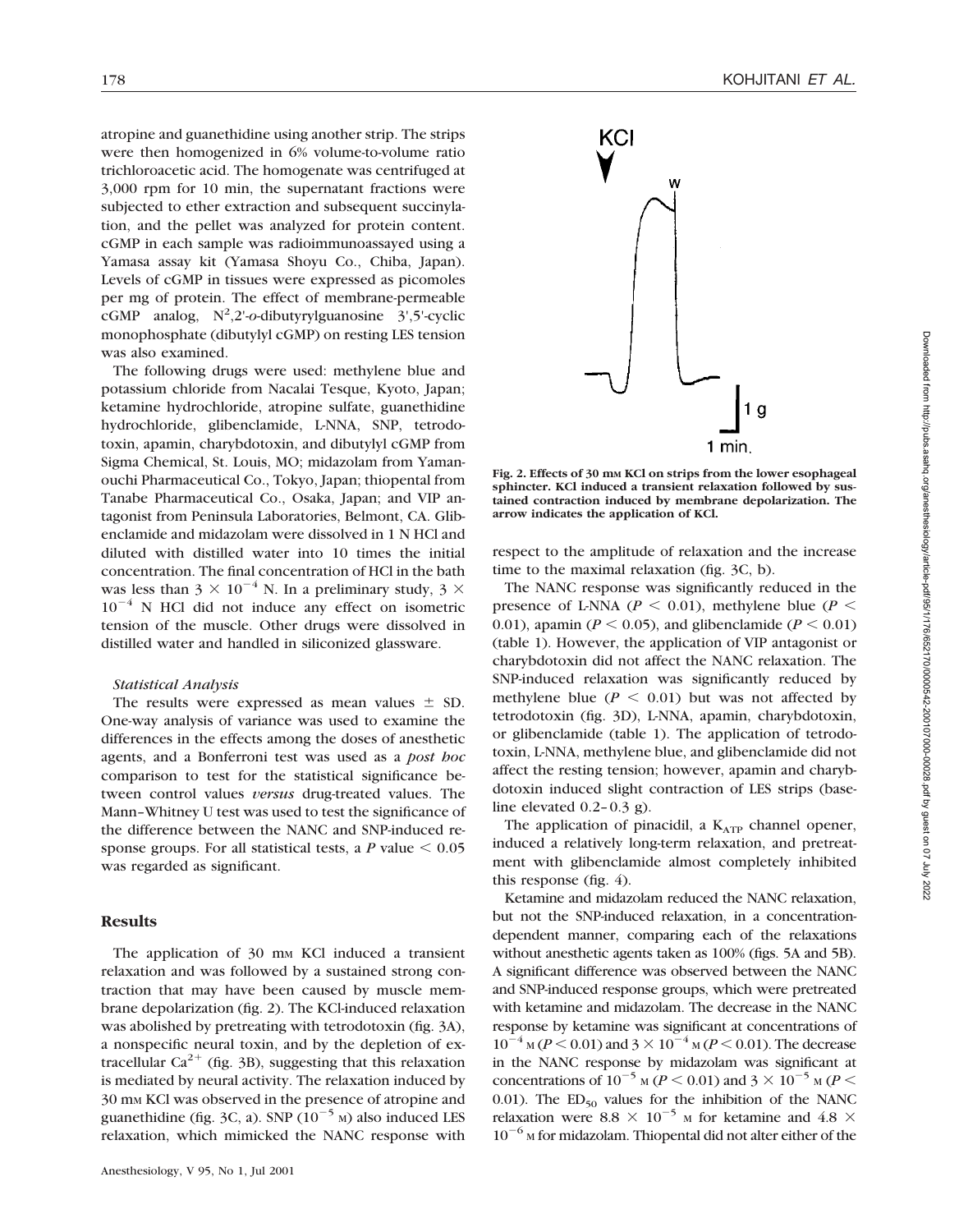atropine and guanethidine using another strip. The strips were then homogenized in 6% volume-to-volume ratio trichloroacetic acid. The homogenate was centrifuged at 3,000 rpm for 10 min, the supernatant fractions were subjected to ether extraction and subsequent succinylation, and the pellet was analyzed for protein content. cGMP in each sample was radioimmunoassayed using a Yamasa assay kit (Yamasa Shoyu Co., Chiba, Japan). Levels of cGMP in tissues were expressed as picomoles per mg of protein. The effect of membrane-permeable cGMP analog, $N^2$,2'-*o*-dibutyrylguanosine 3',5'-cyclic monophosphate (dibutylyl cGMP) on resting LES tension was also examined.

The following drugs were used: methylene blue and potassium chloride from Nacalai Tesque, Kyoto, Japan; ketamine hydrochloride, atropine sulfate, guanethidine hydrochloride, glibenclamide, L-NNA, SNP, tetrodotoxin, apamin, charybdotoxin, and dibutylyl cGMP from Sigma Chemical, St. Louis, MO; midazolam from Yamanouchi Pharmaceutical Co., Tokyo, Japan; thiopental from Tanabe Pharmaceutical Co., Osaka, Japan; and VIP antagonist from Peninsula Laboratories, Belmont, CA. Glibenclamide and midazolam were dissolved in 1 N HCl and diluted with distilled water into 10 times the initial concentration. The final concentration of HCl in the bath was less than $3 \times 10^{-4}$ N. In a preliminary study, $3 \times 10^{-4}$ N HCl did not induce any effect on isometric tension of the muscle. Other drugs were dissolved in distilled water and handled in siliconized glassware.

### *Statistical Analysis*

The results were expressed as mean values ± SD. One-way analysis of variance was used to examine the differences in the effects among the doses of anesthetic agents, and a Bonferroni test was used as a *post hoc* comparison to test for the statistical significance between control values *versus* drug-treated values. The Mann–Whitney U test was used to test the significance of the difference between the NANC and SNP-induced response groups. For all statistical tests, a $P$ value $< 0.05$ was regarded as significant.

## Results

The application of 30 mM KCl induced a transient relaxation and was followed by a sustained strong contraction that may have been caused by muscle membrane depolarization (fig. 2). The KCl-induced relaxation was abolished by pretreating with tetrodotoxin (fig. 3A), a nonspecific neural toxin, and by the depletion of extracellular $Ca^{2+}$ (fig. 3B), suggesting that this relaxation is mediated by neural activity. The relaxation induced by 30 mM KCl was observed in the presence of atropine and guanethidine (fig. 3C, a). SNP ($10^{-5}$ M) also induced LES relaxation, which mimicked the NANC response with respect to the amplitude of relaxation and the increase time to the maximal relaxation (fig. 3C, b).

**Fig. 2. Effects of 30 mM KCl on strips from the lower esophageal sphincter. KCl induced a transient relaxation followed by sustained contraction induced by membrane depolarization. The arrow indicates the application of KCl.**

The NANC response was significantly reduced in the presence of L-NNA ($P < 0.01$), methylene blue ($P < 0.01$), apamin ($P < 0.05$), and glibenclamide ($P < 0.01$) (table 1). However, the application of VIP antagonist or charybdotoxin did not affect the NANC relaxation. The SNP-induced relaxation was significantly reduced by methylene blue ($P < 0.01$) but was not affected by tetrodotoxin (fig. 3D), L-NNA, apamin, charybdotoxin, or glibenclamide (table 1). The application of tetrodotoxin, L-NNA, methylene blue, and glibenclamide did not affect the resting tension; however, apamin and charybdotoxin induced slight contraction of LES strips (baseline elevated 0.2–0.3 g).

The application of pinacidil, a $K_{ATP}$ channel opener, induced a relatively long-term relaxation, and pretreatment with glibenclamide almost completely inhibited this response (fig. 4).

Ketamine and midazolam reduced the NANC relaxation, but not the SNP-induced relaxation, in a concentration-dependent manner, comparing each of the relaxations without anesthetic agents taken as 100% (figs. 5A and 5B). A significant difference was observed between the NANC and SNP-induced response groups, which were pretreated with ketamine and midazolam. The decrease in the NANC response by ketamine was significant at concentrations of $10^{-4}$ M ($P < 0.01$) and $3 \times 10^{-4}$ M ($P < 0.01$). The decrease in the NANC response by midazolam was significant at concentrations of $10^{-5}$ M ($P < 0.01$) and $3 \times 10^{-5}$ M ($P < 0.01$). The $ED_{50}$ values for the inhibition of the NANC relaxation were $8.8 \times 10^{-5}$ M for ketamine and $4.8 \times 10^{-6}$ M for midazolam. Thiopental did not alter either of the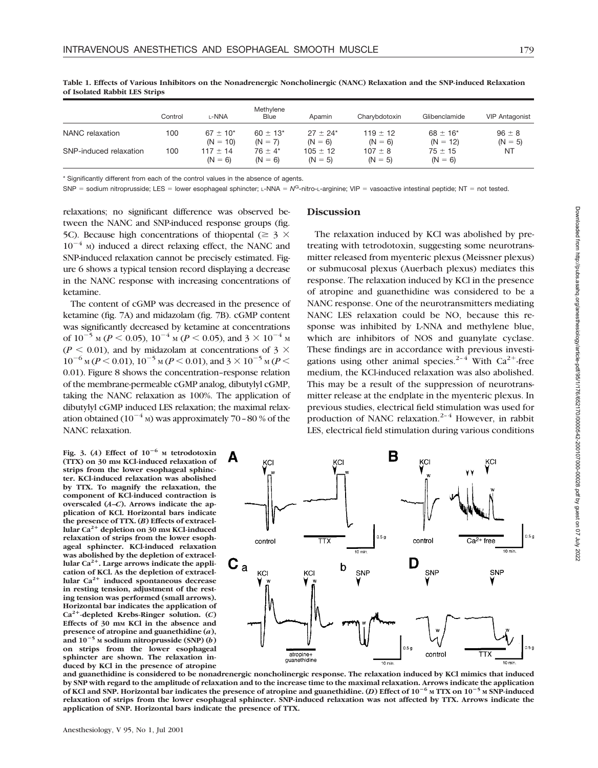**Table 1. Effects of Various Inhibitors on the Nonadrenergic Noncholinergic (NANC) Relaxation and the SNP-induced Relaxation of Isolated Rabbit LES Strips**

| | Control | L-NNA | Methylene Blue | Apamin | Charybdotoxin | Glibenclamide | VIP Antagonist |
|---|---|---|---|---|---|---|---|
| NANC relaxation | 100 | 67 ± 10* (N = 10) | 60 ± 13* (N = 7) | 27 ± 24* (N = 6) | 119 ± 12 (N = 6) | 68 ± 16* (N = 12) | 96 ± 8 (N = 5) |
| SNP-induced relaxation | 100 | 117 ± 14 (N = 6) | 76 ± 4* (N = 6) | 105 ± 12 (N = 5) | 107 ± 8 (N = 5) | 75 ± 15 (N = 6) | NT |

\* Significantly different from each of the control values in the absence of agents.

SNP = sodium nitroprusside; LES = lower esophageal sphincter; L-NNA = $N^G$-nitro-L-arginine; VIP = vasoactive intestinal peptide; NT = not tested.

relaxations; no significant difference was observed between the NANC and SNP-induced response groups (fig. 5C). Because high concentrations of thiopental ($\geq 3 \times 10^{-4}$ M) induced a direct relaxing effect, the NANC and SNP-induced relaxation cannot be precisely estimated. Figure 6 shows a typical tension record displaying a decrease in the NANC response with increasing concentrations of ketamine.

The content of cGMP was decreased in the presence of ketamine (fig. 7A) and midazolam (fig. 7B). cGMP content was significantly decreased by ketamine at concentrations of $10^{-5}$ M ($P < 0.05$), $10^{-4}$ M ($P < 0.05$), and $3 \times 10^{-4}$ M ($P < 0.01$), and by midazolam at concentrations of $3 \times 10^{-6}$ M ($P < 0.01$), $10^{-5}$ M ($P < 0.01$), and $3 \times 10^{-5}$ M ($P < 0.01$). Figure 8 shows the concentration–response relation of the membrane-permeable cGMP analog, dibutylyl cGMP, taking the NANC relaxation as 100%. The application of dibutylyl cGMP induced LES relaxation; the maximal relaxation obtained ($10^{-4}$ M) was approximately 70–80 % of the NANC relaxation.

## Discussion

The relaxation induced by KCl was abolished by pretreating with tetrodotoxin, suggesting some neurotransmitter released from myenteric plexus (Meissner plexus) or submucosal plexus (Auerbach plexus) mediates this response. The relaxation induced by KCl in the presence of atropine and guanethidine was considered to be a NANC response. One of the neurotransmitters mediating NANC LES relaxation could be NO, because this response was inhibited by L-NNA and methylene blue, which are inhibitors of NOS and guanylate cyclase. These findings are in accordance with previous investigations using other animal species.[2–4] With $Ca^{2+}$-free medium, the KCl-induced relaxation was also abolished. This may be a result of the suppression of neurotransmitter release at the endplate in the myenteric plexus. In previous studies, electrical field stimulation was used for production of NANC relaxation.[2–4] However, in rabbit LES, electrical field stimulation during various conditions

**Fig. 3.** (*A*) Effect of $10^{-6}$ M tetrodotoxin (TTX) on 30 mM KCl-induced relaxation of strips from the lower esophageal sphincter. KCl-induced relaxation was abolished by TTX. To magnify the relaxation, the component of KCl-induced contraction is overscaled (*A*–*C*). Arrows indicate the application of KCl. Horizontal bars indicate the presence of TTX. (*B*) Effects of extracellular $Ca^{2+}$ depletion on 30 mM KCl-induced relaxation of strips from the lower esophageal sphincter. KCl-induced relaxation was abolished by the depletion of extracellular $Ca^{2+}$. Large arrows indicate the application of KCl. As the depletion of extracellular $Ca^{2+}$ induced spontaneous decrease in resting tension, adjustment of the resting tension was performed (small arrows). Horizontal bar indicates the application of $Ca^{2+}$-depleted Krebs-Ringer solution. (*C*) Effects of 30 mM KCl in the absence and presence of atropine and guanethidine (*a*), and $10^{-5}$ M sodium nitroprusside (SNP) (*b*) on strips from the lower esophageal sphincter are shown. The relaxation induced by KCl in the presence of atropine and guanethidine is considered to be nonadrenergic noncholinergic response. The relaxation induced by KCl mimics that induced by SNP with regard to the amplitude of relaxation and to the increase time to the maximal relaxation. Arrows indicate the application of KCl and SNP. Horizontal bar indicates the presence of atropine and guanethidine. (*D*) Effect of $10^{-6}$ M TTX on $10^{-5}$ M SNP-induced relaxation of strips from the lower esophageal sphincter. SNP-induced relaxation was not affected by TTX. Arrows indicate the application of SNP. Horizontal bars indicate the presence of TTX.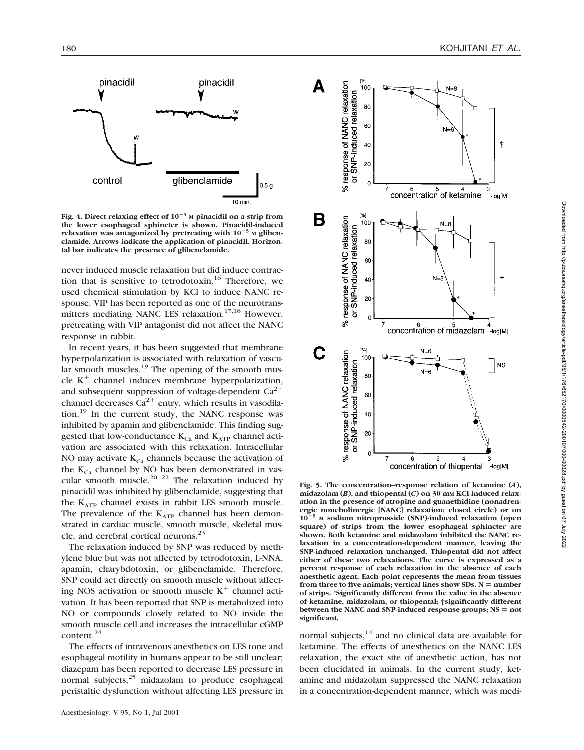Fig. 4. Direct relaxing effect of $10^{-5}$ M pinacidil on a strip from the lower esophageal sphincter is shown. Pinacidil-induced relaxation was antagonized by pretreating with $10^{-5}$ M glibenclamide. Arrows indicate the application of pinacidil. Horizontal bar indicates the presence of glibenclamide.

never induced muscle relaxation but did induce contraction that is sensitive to tetrodotoxin.[16] Therefore, we used chemical stimulation by KCl to induce NANC response. VIP has been reported as one of the neurotransmitters mediating NANC LES relaxation.[17,18] However, pretreating with VIP antagonist did not affect the NANC response in rabbit.

In recent years, it has been suggested that membrane hyperpolarization is associated with relaxation of vascular smooth muscles.[19] The opening of the smooth muscle $K^+$ channel induces membrane hyperpolarization, and subsequent suppression of voltage-dependent $Ca^{2+}$ channel decreases $Ca^{2+}$ entry, which results in vasodilation.[19] In the current study, the NANC response was inhibited by apamin and glibenclamide. This finding suggested that low-conductance $K_{Ca}$ and $K_{ATP}$ channel activation are associated with this relaxation. Intracellular NO may activate $K_{Ca}$ channels because the activation of the $K_{Ca}$ channel by NO has been demonstrated in vascular smooth muscle.[20–22] The relaxation induced by pinacidil was inhibited by glibenclamide, suggesting that the $K_{ATP}$ channel exists in rabbit LES smooth muscle. The prevalence of the $K_{ATP}$ channel has been demonstrated in cardiac muscle, smooth muscle, skeletal muscle, and cerebral cortical neurons.[23]

The relaxation induced by SNP was reduced by methylene blue but was not affected by tetrodotoxin, L-NNA, apamin, charybdotoxin, or glibenclamide. Therefore, SNP could act directly on smooth muscle without affecting NOS activation or smooth muscle $K^+$ channel activation. It has been reported that SNP is metabolized into NO or compounds closely related to NO inside the smooth muscle cell and increases the intracellular cGMP content.[24]

The effects of intravenous anesthetics on LES tone and esophageal motility in humans appear to be still unclear; diazepam has been reported to decrease LES pressure in normal subjects,[25] midazolam to produce esophageal peristaltic dysfunction without affecting LES pressure in normal subjects,[14] and no clinical data are available for ketamine. The effects of anesthetics on the NANC LES relaxation, the exact site of anesthetic action, has not been elucidated in animals. In the current study, ketamine and midazolam suppressed the NANC relaxation in a concentration-dependent manner, which was medi-

Fig. 5. The concentration–response relation of ketamine (*A*), midazolam (*B*), and thiopental (*C*) on 30 mM KCl-induced relaxation in the presence of atropine and guanethidine (nonadrenergic noncholinergic [NANC] relaxation; closed circle) or on $10^{-5}$ M sodium nitroprusside (SNP)-induced relaxation (open square) of strips from the lower esophageal sphincter are shown. Both ketamine and midazolam inhibited the NANC relaxation in a concentration-dependent manner, leaving the SNP-induced relaxation unchanged. Thiopental did not affect either of these two relaxations. The curve is expressed as a percent response of each relaxation in the absence of each anesthetic agent. Each point represents the mean from tissues from three to five animals; vertical lines show SDs. N = number of strips. *Significantly different from the value in the absence of ketamine, midazolam, or thiopental; †significantly different between the NANC and SNP-induced response groups; NS = not significant.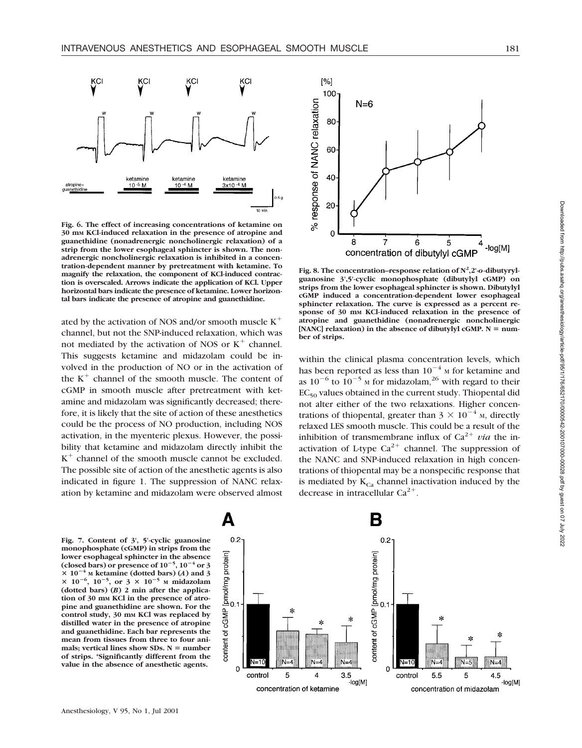**Fig. 6. The effect of increasing concentrations of ketamine on 30 mM KCl-induced relaxation in the presence of atropine and guanethidine (nonadrenergic noncholinergic relaxation) of a strip from the lower esophageal sphincter is shown. The nonadrenergic noncholinergic relaxation is inhibited in a concentration-dependent manner by pretreatment with ketamine. To magnify the relaxation, the component of KCl-induced contraction is overscaled. Arrows indicate the application of KCl. Upper horizontal bars indicate the presence of ketamine. Lower horizontal bars indicate the presence of atropine and guanethidine.**

**Fig. 8. The concentration–response relation of $N^2$,2'-*o*-dibutyrylguanosine 3',5'-cyclic monophosphate (dibutylyl cGMP) on strips from the lower esophageal sphincter is shown. Dibutylyl cGMP induced a concentration-dependent lower esophageal sphincter relaxation. The curve is expressed as a percent response of 30 mM KCl-induced relaxation in the presence of atropine and guanethidine (nonadrenergic noncholinergic [NANC] relaxation) in the absence of dibutylyl cGMP. N = number of strips.**

ated by the activation of NOS and/or smooth muscle $K^+$ channel, but not the SNP-induced relaxation, which was not mediated by the activation of NOS or $K^+$ channel. This suggests ketamine and midazolam could be involved in the production of NO or in the activation of the $K^+$ channel of the smooth muscle. The content of cGMP in smooth muscle after pretreatment with ketamine and midazolam was significantly decreased; therefore, it is likely that the site of action of these anesthetics could be the process of NO production, including NOS activation, in the myenteric plexus. However, the possibility that ketamine and midazolam directly inhibit the $K^+$ channel of the smooth muscle cannot be excluded. The possible site of action of the anesthetic agents is also indicated in figure 1. The suppression of NANC relaxation by ketamine and midazolam were observed almost within the clinical plasma concentration levels, which has been reported as less than $10^{-4}$ M for ketamine and as $10^{-6}$ to $10^{-5}$ M for midazolam,[26] with regard to their $EC_{50}$ values obtained in the current study. Thiopental did not alter either of the two relaxations. Higher concentrations of thiopental, greater than $3 \times 10^{-4}$ M, directly relaxed LES smooth muscle. This could be a result of the inhibition of transmembrane influx of $Ca^{2+}$ *via* the inactivation of L-type $Ca^{2+}$ channel. The suppression of the NANC and SNP-induced relaxation in high concentrations of thiopental may be a nonspecific response that is mediated by $K_{Ca}$ channel inactivation induced by the decrease in intracellular $Ca^{2+}$.

**Fig. 7. Content of 3', 5'-cyclic guanosine monophosphate (cGMP) in strips from the lower esophageal sphincter in the absence (closed bars) or presence of $10^{-5}$, $10^{-4}$ or $3 \times 10^{-4}$ M ketamine (dotted bars) (*A*) and $3 \times 10^{-6}$, $10^{-5}$, or $3 \times 10^{-5}$ M midazolam (dotted bars) (*B*) 2 min after the application of 30 mM KCl in the presence of atropine and guanethidine are shown. For the control study, 30 mM KCl was replaced by distilled water in the presence of atropine and guanethidine. Each bar represents the mean from tissues from three to four animals; vertical lines show SDs. N = number of strips. *Significantly different from the value in the absence of anesthetic agents.**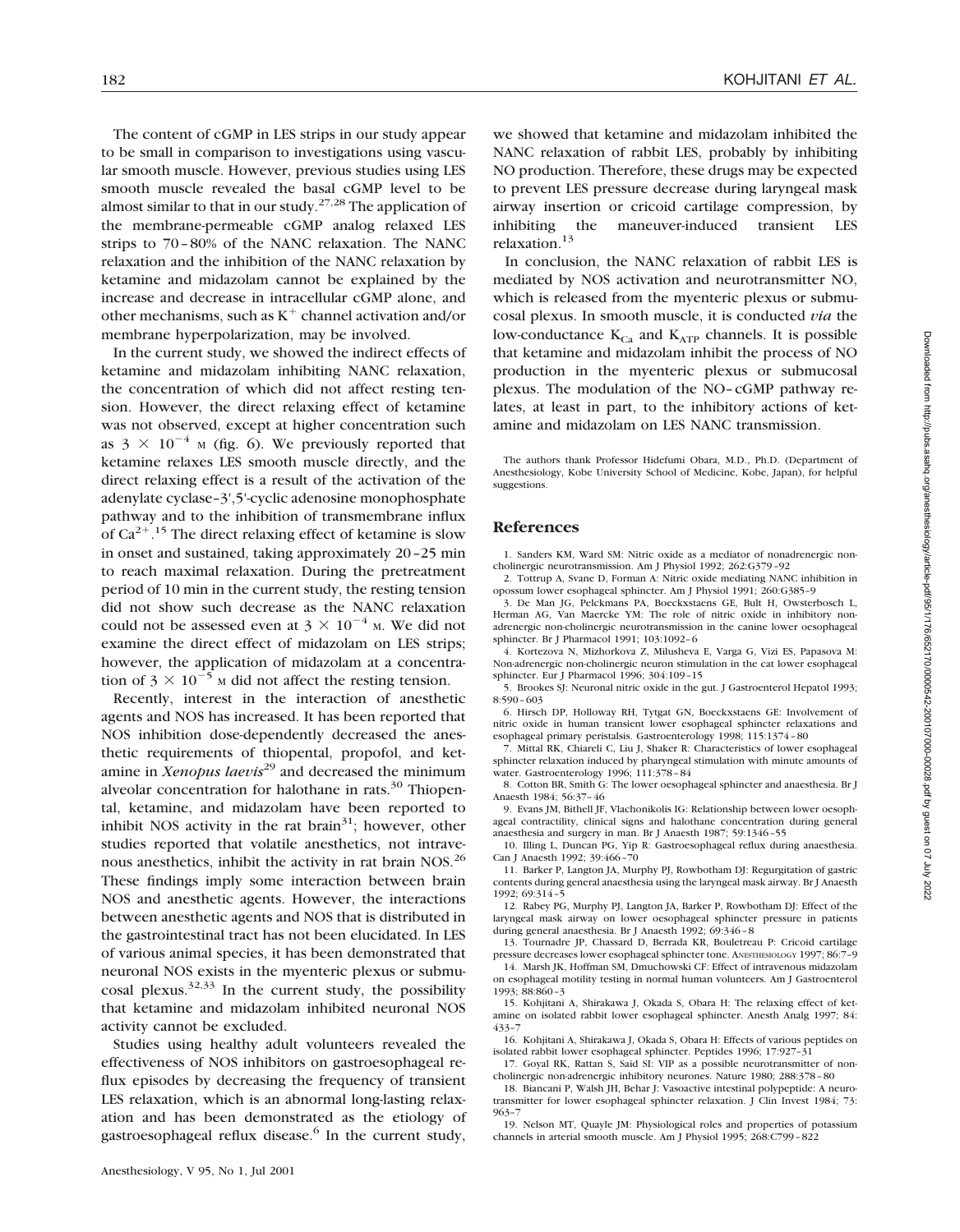The content of cGMP in LES strips in our study appear to be small in comparison to investigations using vascular smooth muscle. However, previous studies using LES smooth muscle revealed the basal cGMP level to be almost similar to that in our study.[27,28] The application of the membrane-permeable cGMP analog relaxed LES strips to 70–80% of the NANC relaxation. The NANC relaxation and the inhibition of the NANC relaxation by ketamine and midazolam cannot be explained by the increase and decrease in intracellular cGMP alone, and other mechanisms, such as $K^+$ channel activation and/or membrane hyperpolarization, may be involved.

In the current study, we showed the indirect effects of ketamine and midazolam inhibiting NANC relaxation, the concentration of which did not affect resting tension. However, the direct relaxing effect of ketamine was not observed, except at higher concentration such as $3 \times 10^{-4}$ M (fig. 6). We previously reported that ketamine relaxes LES smooth muscle directly, and the direct relaxing effect is a result of the activation of the adenylate cyclase–3',5'-cyclic adenosine monophosphate pathway and to the inhibition of transmembrane influx of $Ca^{2+}$.[15] The direct relaxing effect of ketamine is slow in onset and sustained, taking approximately 20–25 min to reach maximal relaxation. During the pretreatment period of 10 min in the current study, the resting tension did not show such decrease as the NANC relaxation could not be assessed even at $3 \times 10^{-4}$ M. We did not examine the direct effect of midazolam on LES strips; however, the application of midazolam at a concentration of $3 \times 10^{-5}$ M did not affect the resting tension.

Recently, interest in the interaction of anesthetic agents and NOS has increased. It has been reported that NOS inhibition dose-dependently decreased the anesthetic requirements of thiopental, propofol, and ketamine in *Xenopus laevis*[29] and decreased the minimum alveolar concentration for halothane in rats.[30] Thiopental, ketamine, and midazolam have been reported to inhibit NOS activity in the rat brain[31]; however, other studies reported that volatile anesthetics, not intravenous anesthetics, inhibit the activity in rat brain NOS.[26] These findings imply some interaction between brain NOS and anesthetic agents. However, the interactions between anesthetic agents and NOS that is distributed in the gastrointestinal tract has not been elucidated. In LES of various animal species, it has been demonstrated that neuronal NOS exists in the myenteric plexus or submucosal plexus.[32,33] In the current study, the possibility that ketamine and midazolam inhibited neuronal NOS activity cannot be excluded.

Studies using healthy adult volunteers revealed the effectiveness of NOS inhibitors on gastroesophageal reflux episodes by decreasing the frequency of transient LES relaxation, which is an abnormal long-lasting relaxation and has been demonstrated as the etiology of gastroesophageal reflux disease.[6] In the current study, we showed that ketamine and midazolam inhibited the NANC relaxation of rabbit LES, probably by inhibiting NO production. Therefore, these drugs may be expected to prevent LES pressure decrease during laryngeal mask airway insertion or cricoid cartilage compression, by inhibiting the maneuver-induced transient LES relaxation.[13]

In conclusion, the NANC relaxation of rabbit LES is mediated by NOS activation and neurotransmitter NO, which is released from the myenteric plexus or submucosal plexus. In smooth muscle, it is conducted *via* the low-conductance $K_{Ca}$ and $K_{ATP}$ channels. It is possible that ketamine and midazolam inhibit the process of NO production in the myenteric plexus or submucosal plexus. The modulation of the NO–cGMP pathway relates, at least in part, to the inhibitory actions of ketamine and midazolam on LES NANC transmission.

The authors thank Professor Hidefumi Obara, M.D., Ph.D. (Department of Anesthesiology, Kobe University School of Medicine, Kobe, Japan), for helpful suggestions.

## References

1. Sanders KM, Ward SM: Nitric oxide as a mediator of nonadrenergic noncholinergic neurotransmission. Am J Physiol 1992; 262:G379–92
2. Tottrup A, Svane D, Forman A: Nitric oxide mediating NANC inhibition in opossum lower esophageal sphincter. Am J Physiol 1991; 260:G385–9
3. De Man JG, Pelckmans PA, Boeckxstaens GE, Bult H, Owsterbosch L, Herman AG, Van Maercke YM: The role of nitric oxide in inhibitory nonadrenergic non-cholinergic neurotransmission in the canine lower oesophageal sphincter. Br J Pharmacol 1991; 103:1092–6
4. Kortezova N, Mizhorkova Z, Milusheva E, Varga G, Vizi ES, Papasova M: Non-adrenergic non-cholinergic neuron stimulation in the cat lower esophageal sphincter. Eur J Pharmacol 1996; 304:109–15
5. Brookes SJ: Neuronal nitric oxide in the gut. J Gastroenterol Hepatol 1993; 8:590–603
6. Hirsch DP, Holloway RH, Tytgat GN, Boeckxstaens GE: Involvement of nitric oxide in human transient lower esophageal sphincter relaxations and esophageal primary peristalsis. Gastroenterology 1998; 115:1374–80
7. Mittal RK, Chiareli C, Liu J, Shaker R: Characteristics of lower esophageal sphincter relaxation induced by pharyngeal stimulation with minute amounts of water. Gastroenterology 1996; 111:378–84
8. Cotton BR, Smith G: The lower oesophageal sphincter and anaesthesia. Br J Anaesth 1984; 56:37–46
9. Evans JM, Bithell JF, Vlachonikolis IG: Relationship between lower oesophageal contractility, clinical signs and halothane concentration during general anaesthesia and surgery in man. Br J Anaesth 1987; 59:1346–55
10. Illing L, Duncan PG, Yip R: Gastroesophageal reflux during anaesthesia. Can J Anaesth 1992; 39:466–70
11. Barker P, Langton JA, Murphy PJ, Rowbotham DJ: Regurgitation of gastric contents during general anaesthesia using the laryngeal mask airway. Br J Anaesth 1992; 69:314–5
12. Rabey PG, Murphy PJ, Langton JA, Barker P, Rowbotham DJ: Effect of the laryngeal mask airway on lower oesophageal sphincter pressure in patients during general anaesthesia. Br J Anaesth 1992; 69:346–8
13. Tournadre JP, Chassard D, Berrada KR, Bouletreau P: Cricoid cartilage pressure decreases lower esophageal sphincter tone. ANESTHESIOLOGY 1997; 86:7–9
14. Marsh JK, Hoffman SM, Dmuchowski CF: Effect of intravenous midazolam on esophageal motility testing in normal human volunteers. Am J Gastroenterol 1993; 88:860–3
15. Kohjitani A, Shirakawa J, Okada S, Obara H: The relaxing effect of ketamine on isolated rabbit lower esophageal sphincter. Anesth Analg 1997; 84: 433–7
16. Kohjitani A, Shirakawa J, Okada S, Obara H: Effects of various peptides on isolated rabbit lower esophageal sphincter. Peptides 1996; 17:927–31
17. Goyal RK, Rattan S, Said SI: VIP as a possible neurotransmitter of noncholinergic non-adrenergic inhibitory neurones. Nature 1980; 288:378–80
18. Biancani P, Walsh JH, Behar J: Vasoactive intestinal polypeptide: A neurotransmitter for lower esophageal sphincter relaxation. J Clin Invest 1984; 73: 963–7
19. Nelson MT, Quayle JM: Physiological roles and properties of potassium channels in arterial smooth muscle. Am J Physiol 1995; 268:C799–822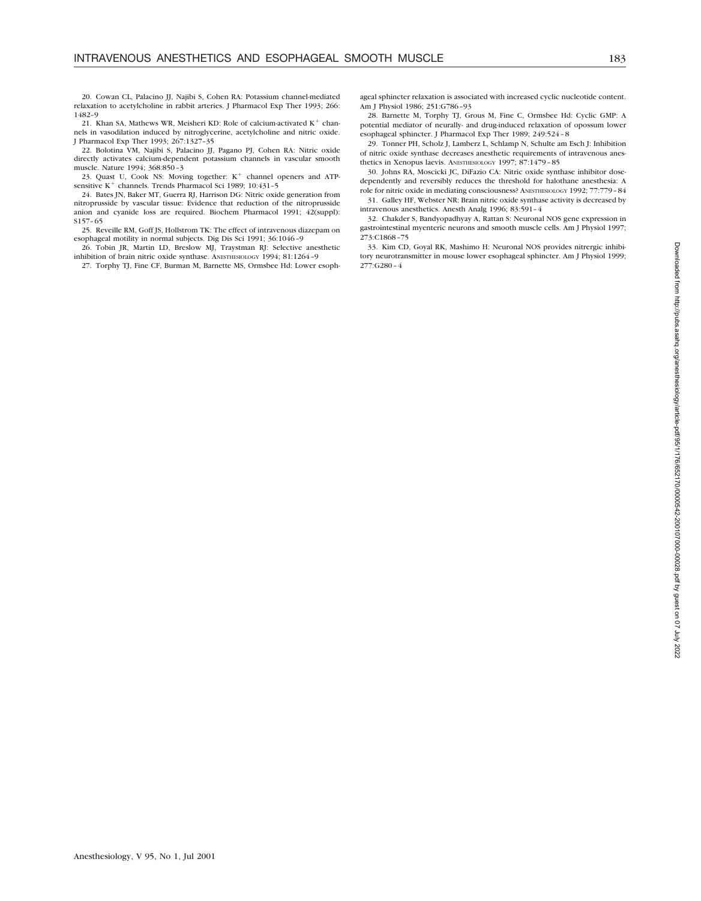20. Cowan CL, Palacino JJ, Najibi S, Cohen RA: Potassium channel-mediated relaxation to acetylcholine in rabbit arteries. J Pharmacol Exp Ther 1993; 266: 1482–9

21. Khan SA, Mathews WR, Meisheri KD: Role of calcium-activated $K^+$ channels in vasodilation induced by nitroglycerine, acetylcholine and nitric oxide. J Pharmacol Exp Ther 1993; 267:1327–35

22. Bolotina VM, Najibi S, Palacino JJ, Pagano PJ, Cohen RA: Nitric oxide directly activates calcium-dependent potassium channels in vascular smooth muscle. Nature 1994; 368:850–3

23. Quast U, Cook NS: Moving together: $K^+$ channel openers and ATP-sensitive $K^+$ channels. Trends Pharmacol Sci 1989; 10:431–5

24. Bates JN, Baker MT, Guerra RJ, Harrison DG: Nitric oxide generation from nitroprusside by vascular tissue: Evidence that reduction of the nitroprusside anion and cyanide loss are required. Biochem Pharmacol 1991; 42(suppl): S157–65

25. Reveille RM, Goff JS, Hollstrom TK: The effect of intravenous diazepam on esophageal motility in normal subjects. Dig Dis Sci 1991; 36:1046–9

26. Tobin JR, Martin LD, Breslow MJ, Traystman RJ: Selective anesthetic inhibition of brain nitric oxide synthase. ANESTHESIOLOGY 1994; 81:1264–9

27. Torphy TJ, Fine CF, Burman M, Barnette MS, Ormsbee Hd: Lower esophageal sphincter relaxation is associated with increased cyclic nucleotide content. Am J Physiol 1986; 251:G786–93

28. Barnette M, Torphy TJ, Grous M, Fine C, Ormsbee Hd: Cyclic GMP: A potential mediator of neurally- and drug-induced relaxation of opossum lower esophageal sphincter. J Pharmacol Exp Ther 1989; 249:524–8

29. Tonner PH, Scholz J, Lamberz L, Schlamp N, Schulte am Esch J: Inhibition of nitric oxide synthase decreases anesthetic requirements of intravenous anesthetics in Xenopus laevis. ANESTHESIOLOGY 1997; 87:1479–85

30. Johns RA, Moscicki JC, DiFazio CA: Nitric oxide synthase inhibitor dose-dependently and reversibly reduces the threshold for halothane anesthesia: A role for nitric oxide in mediating consciousness? ANESTHESIOLOGY 1992; 77:779–84

31. Galley HF, Webster NR: Brain nitric oxide synthase activity is decreased by intravenous anesthetics. Anesth Analg 1996; 83:591–4

32. Chakder S, Bandyopadhyay A, Rattan S: Neuronal NOS gene expression in gastrointestinal myenteric neurons and smooth muscle cells. Am J Physiol 1997; 273:C1868–75

33. Kim CD, Goyal RK, Mashimo H: Neuronal NOS provides nitrergic inhibitory neurotransmitter in mouse lower esophageal sphincter. Am J Physiol 1999; 277:G280–4